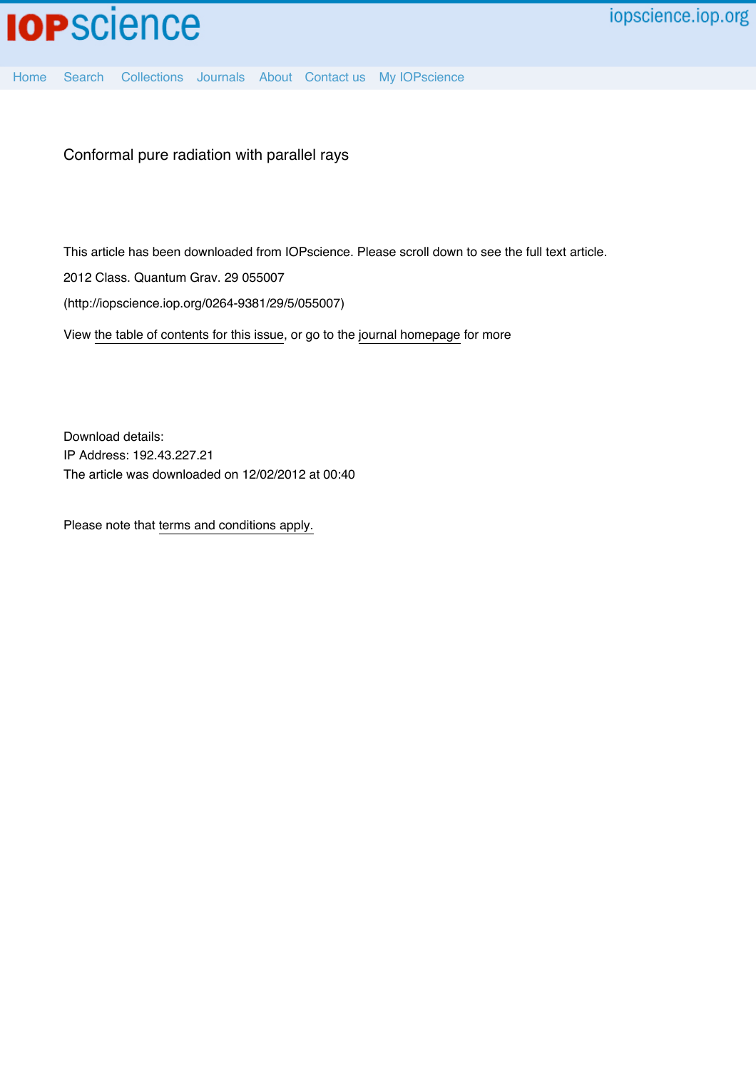# Conformal pure radiation with parallel rays

This article has been downloaded from IOPscience. Please scroll down to see the full text article.

2012 Class. Quantum Grav. 29 055007

(http://iopscience.iop.org/0264-9381/29/5/055007)

View the table of contents for this issue, or go to the journal homepage for more

Download details:

IP Address: 192.43.227.21

The article was downloaded on 12/02/2012 at 00:40

Please note that terms and conditions apply.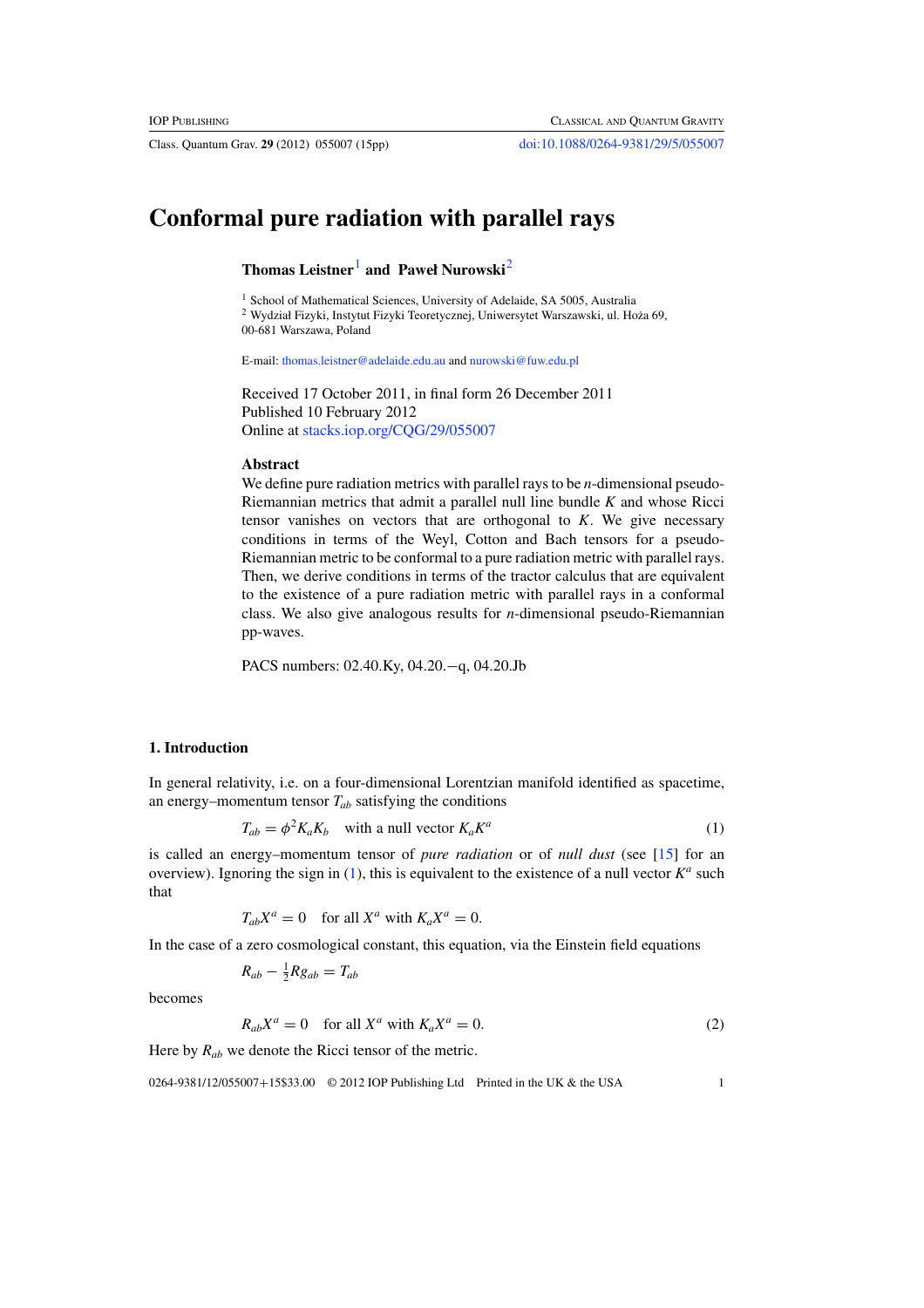# Conformal pure radiation with parallel rays

**Thomas Leistner**[1] **and Paweł Nurowski**[2]

[1] School of Mathematical Sciences, University of Adelaide, SA 5005, Australia
[2] Wydział Fizyki, Instytut Fizyki Teoretycznej, Uniwersytet Warszawski, ul. Hoża 69, 00-681 Warszawa, Poland

E-mail: thomas.leistner@adelaide.edu.au and nurowski@fuw.edu.pl

Received 17 October 2011, in final form 26 December 2011
Published 10 February 2012
Online at stacks.iop.org/CQG/29/055007

**Abstract**

We define pure radiation metrics with parallel rays to be $n$-dimensional pseudo-Riemannian metrics that admit a parallel null line bundle $K$ and whose Ricci tensor vanishes on vectors that are orthogonal to $K$. We give necessary conditions in terms of the Weyl, Cotton and Bach tensors for a pseudo-Riemannian metric to be conformal to a pure radiation metric with parallel rays. Then, we derive conditions in terms of the tractor calculus that are equivalent to the existence of a pure radiation metric with parallel rays in a conformal class. We also give analogous results for $n$-dimensional pseudo-Riemannian pp-waves.

PACS numbers: 02.40.Ky, 04.20.−q, 04.20.Jb

## 1. Introduction

In general relativity, i.e. on a four-dimensional Lorentzian manifold identified as spacetime, an energy–momentum tensor $T_{ab}$ satisfying the conditions

$$T_{ab} = \phi^2 K_a K_b \quad \text{with a null vector } K_a K^a \tag{1}$$

is called an energy–momentum tensor of *pure radiation* or of *null dust* (see [15] for an overview). Ignoring the sign in (1), this is equivalent to the existence of a null vector $K^a$ such that

$$T_{ab} X^a = 0 \quad \text{for all } X^a \text{ with } K_a X^a = 0.$$

In the case of a zero cosmological constant, this equation, via the Einstein field equations

$$R_{ab} - \tfrac{1}{2} R g_{ab} = T_{ab}$$

becomes

$$R_{ab} X^a = 0 \quad \text{for all } X^a \text{ with } K_a X^a = 0. \tag{2}$$

Here by $R_{ab}$ we denote the Ricci tensor of the metric.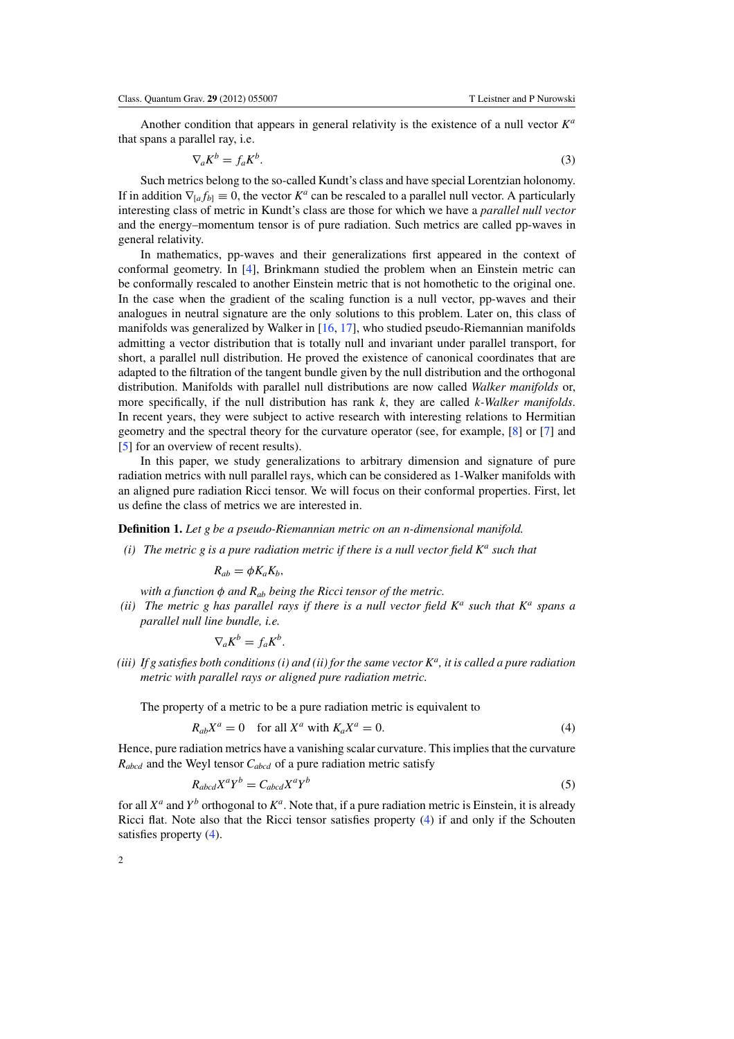Another condition that appears in general relativity is the existence of a null vector $K^a$ that spans a parallel ray, i.e.

$$\nabla_a K^b = f_a K^b. \tag{3}$$

Such metrics belong to the so-called Kundt's class and have special Lorentzian holonomy. If in addition $\nabla_{[a} f_{b]} \equiv 0$, the vector $K^a$ can be rescaled to a parallel null vector. A particularly interesting class of metric in Kundt's class are those for which we have a *parallel null vector* and the energy–momentum tensor is of pure radiation. Such metrics are called pp-waves in general relativity.

In mathematics, pp-waves and their generalizations first appeared in the context of conformal geometry. In [4], Brinkmann studied the problem when an Einstein metric can be conformally rescaled to another Einstein metric that is not homothetic to the original one. In the case when the gradient of the scaling function is a null vector, pp-waves and their analogues in neutral signature are the only solutions to this problem. Later on, this class of manifolds was generalized by Walker in [16, 17], who studied pseudo-Riemannian manifolds admitting a vector distribution that is totally null and invariant under parallel transport, for short, a parallel null distribution. He proved the existence of canonical coordinates that are adapted to the filtration of the tangent bundle given by the null distribution and the orthogonal distribution. Manifolds with parallel null distributions are now called *Walker manifolds* or, more specifically, if the null distribution has rank $k$, they are called *$k$-Walker manifolds*. In recent years, they were subject to active research with interesting relations to Hermitian geometry and the spectral theory for the curvature operator (see, for example, [8] or [7] and [5] for an overview of recent results).

In this paper, we study generalizations to arbitrary dimension and signature of pure radiation metrics with null parallel rays, which can be considered as 1-Walker manifolds with an aligned pure radiation Ricci tensor. We will focus on their conformal properties. First, let us define the class of metrics we are interested in.

**Definition 1.** *Let $g$ be a pseudo-Riemannian metric on an $n$-dimensional manifold.*

*(i) The metric $g$ is a pure radiation metric if there is a null vector field $K^a$ such that*

$$R_{ab} = \phi K_a K_b,$$

*with a function $\phi$ and $R_{ab}$ being the Ricci tensor of the metric.*

*(ii) The metric $g$ has parallel rays if there is a null vector field $K^a$ such that $K^a$ spans a parallel null line bundle, i.e.*

$$\nabla_a K^b = f_a K^b.$$

*(iii) If $g$ satisfies both conditions (i) and (ii) for the same vector $K^a$, it is called a pure radiation metric with parallel rays or aligned pure radiation metric.*

The property of a metric to be a pure radiation metric is equivalent to

$$R_{ab} X^a = 0 \quad \text{for all } X^a \text{ with } K_a X^a = 0. \tag{4}$$

Hence, pure radiation metrics have a vanishing scalar curvature. This implies that the curvature $R_{abcd}$ and the Weyl tensor $C_{abcd}$ of a pure radiation metric satisfy

$$R_{abcd} X^a Y^b = C_{abcd} X^a Y^b \tag{5}$$

for all $X^a$ and $Y^b$ orthogonal to $K^a$. Note that, if a pure radiation metric is Einstein, it is already Ricci flat. Note also that the Ricci tensor satisfies property (4) if and only if the Schouten satisfies property (4).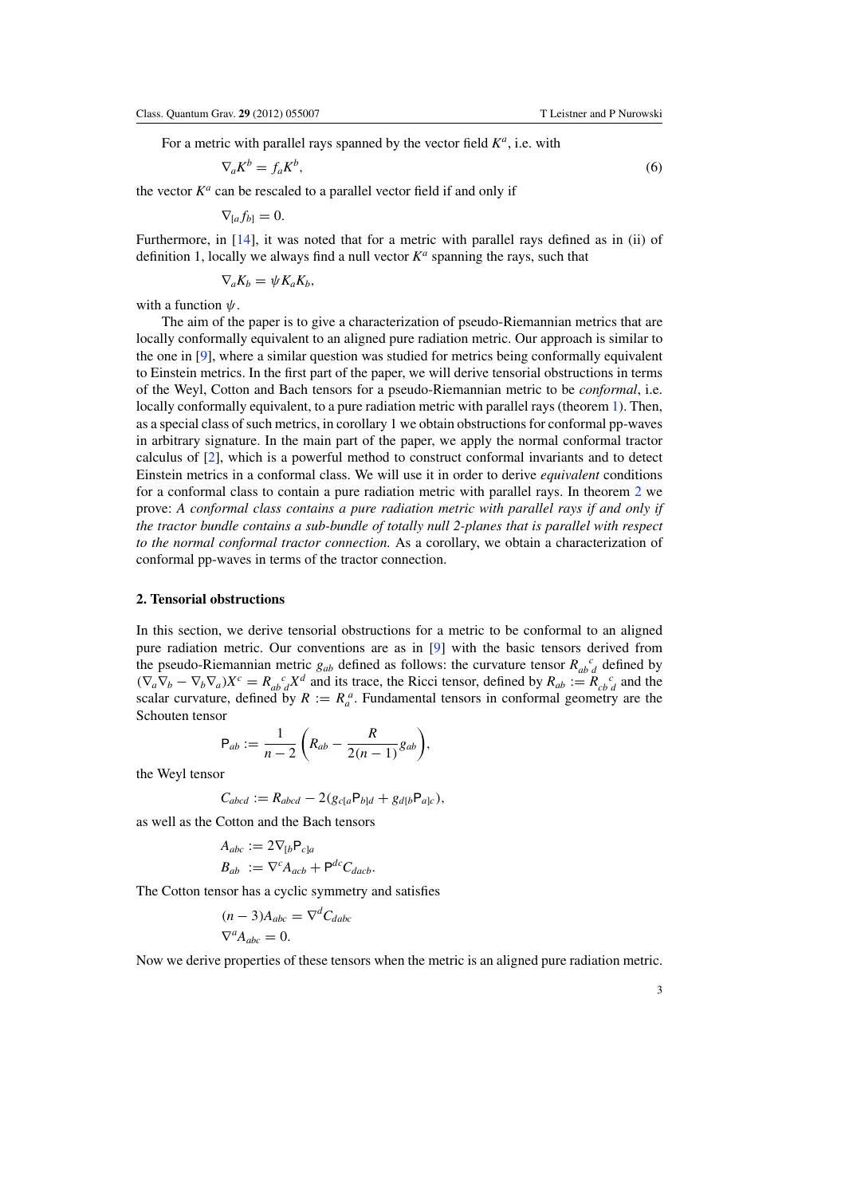For a metric with parallel rays spanned by the vector field $K^a$, i.e. with

$$\nabla_a K^b = f_a K^b, \tag{6}$$

the vector $K^a$ can be rescaled to a parallel vector field if and only if

$$\nabla_{[a} f_{b]} = 0.$$

Furthermore, in [14], it was noted that for a metric with parallel rays defined as in (ii) of definition 1, locally we always find a null vector $K^a$ spanning the rays, such that

$$\nabla_a K_b = \psi K_a K_b,$$

with a function $\psi$.

The aim of the paper is to give a characterization of pseudo-Riemannian metrics that are locally conformally equivalent to an aligned pure radiation metric. Our approach is similar to the one in [9], where a similar question was studied for metrics being conformally equivalent to Einstein metrics. In the first part of the paper, we will derive tensorial obstructions in terms of the Weyl, Cotton and Bach tensors for a pseudo-Riemannian metric to be *conformal*, i.e. locally conformally equivalent, to a pure radiation metric with parallel rays (theorem 1). Then, as a special class of such metrics, in corollary 1 we obtain obstructions for conformal pp-waves in arbitrary signature. In the main part of the paper, we apply the normal conformal tractor calculus of [2], which is a powerful method to construct conformal invariants and to detect Einstein metrics in a conformal class. We will use it in order to derive *equivalent* conditions for a conformal class to contain a pure radiation metric with parallel rays. In theorem 2 we prove: *A conformal class contains a pure radiation metric with parallel rays if and only if the tractor bundle contains a sub-bundle of totally null 2-planes that is parallel with respect to the normal conformal tractor connection.* As a corollary, we obtain a characterization of conformal pp-waves in terms of the tractor connection.

## 2. Tensorial obstructions

In this section, we derive tensorial obstructions for a metric to be conformal to an aligned pure radiation metric. Our conventions are as in [9] with the basic tensors derived from the pseudo-Riemannian metric $g_{ab}$ defined as follows: the curvature tensor $R_{ab}{}^{c}{}_{d}$ defined by $(\nabla_a\nabla_b - \nabla_b\nabla_a)X^c = R_{ab}{}^{c}{}_{d}X^d$ and its trace, the Ricci tensor, defined by $R_{ab} := R_{cb}{}^{c}{}_{d}$ and the scalar curvature, defined by $R := R_a{}^a$. Fundamental tensors in conformal geometry are the Schouten tensor

$$\mathsf{P}_{ab} := \frac{1}{n-2}\left(R_{ab} - \frac{R}{2(n-1)}g_{ab}\right),$$

the Weyl tensor

$$C_{abcd} := R_{abcd} - 2(g_{c[a}\mathsf{P}_{b]d} + g_{d[b}\mathsf{P}_{a]c}),$$

as well as the Cotton and the Bach tensors

$$A_{abc} := 2\nabla_{[b}\mathsf{P}_{c]a}$$
$$B_{ab} := \nabla^c A_{acb} + \mathsf{P}^{dc}C_{dacb}.$$

The Cotton tensor has a cyclic symmetry and satisfies

$$(n-3)A_{abc} = \nabla^d C_{dabc}$$
$$\nabla^a A_{abc} = 0.$$

Now we derive properties of these tensors when the metric is an aligned pure radiation metric.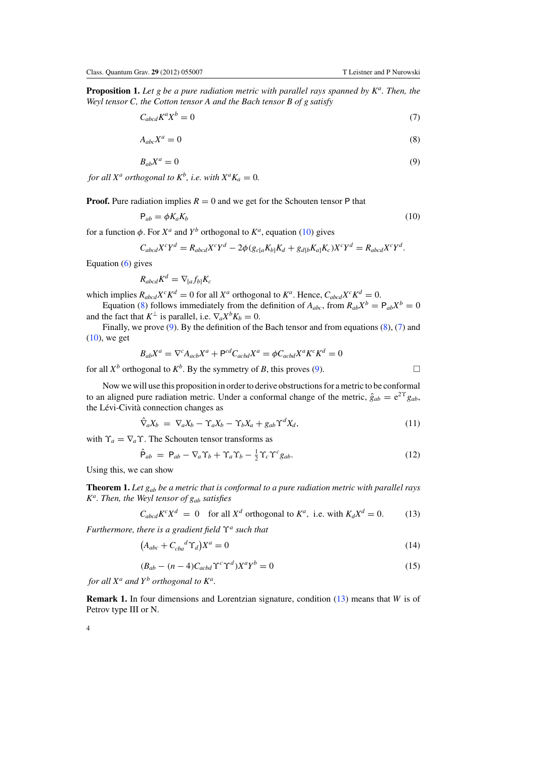**Proposition 1.** *Let $g$ be a pure radiation metric with parallel rays spanned by $K^a$. Then, the Weyl tensor $C$, the Cotton tensor $A$ and the Bach tensor $B$ of $g$ satisfy*

$$C_{abcd}K^aX^b = 0 \tag{7}$$

$$A_{abc}X^a = 0 \tag{8}$$

$$B_{ab}X^a = 0 \tag{9}$$

*for all $X^a$ orthogonal to $K^b$, i.e. with $X^aK_a = 0$.*

**Proof.** Pure radiation implies $R = 0$ and we get for the Schouten tensor $\mathsf{P}$ that

$$\mathsf{P}_{ab} = \phi K_aK_b \tag{10}$$

for a function $\phi$. For $X^a$ and $Y^b$ orthogonal to $K^a$, equation (10) gives

$$C_{abcd}X^cY^d = R_{abcd}X^cY^d - 2\phi(g_{c[a}K_{b]}K_d + g_{d[b}K_{a]}K_c)X^cY^d = R_{abcd}X^cY^d.$$

Equation (6) gives

$$R_{abcd}K^d = \nabla_{[a}f_{b]}K_c$$

which implies $R_{abcd}X^cK^d = 0$ for all $X^a$ orthogonal to $K^a$. Hence, $C_{abcd}X^cK^d = 0$.

Equation (8) follows immediately from the definition of $A_{abc}$, from $R_{ab}X^b = \mathsf{P}_{ab}X^b = 0$ and the fact that $K^\perp$ is parallel, i.e. $\nabla_aX^bK_b = 0$.

Finally, we prove (9). By the definition of the Bach tensor and from equations (8), (7) and (10), we get

$$B_{ab}X^a = \nabla^cA_{acb}X^a + \mathsf{P}^{cd}C_{acbd}X^a = \phi C_{acbd}X^aK^cK^d = 0$$

for all $X^b$ orthogonal to $K^b$. By the symmetry of $B$, this proves (9). □

Now we will use this proposition in order to derive obstructions for a metric to be conformal to an aligned pure radiation metric. Under a conformal change of the metric, $\hat{g}_{ab} = e^{2\Upsilon}g_{ab}$, the Lévi-Civitá connection changes as

$$\hat{\nabla}_aX_b \;=\; \nabla_aX_b - \Upsilon_aX_b - \Upsilon_bX_a + g_{ab}\Upsilon^dX_d, \tag{11}$$

with $\Upsilon_a = \nabla_a\Upsilon$. The Schouten tensor transforms as

$$\hat{\mathsf{P}}_{ab} \;=\; \mathsf{P}_{ab} - \nabla_a\Upsilon_b + \Upsilon_a\Upsilon_b - \tfrac{1}{2}\Upsilon_c\Upsilon^cg_{ab}. \tag{12}$$

Using this, we can show

**Theorem 1.** *Let $g_{ab}$ be a metric that is conformal to a pure radiation metric with parallel rays $K^a$. Then, the Weyl tensor of $g_{ab}$ satisfies*

$$C_{abcd}K^cX^d \;=\; 0 \quad \text{for all } X^d \text{ orthogonal to } K^a, \text{ i.e. with } K_dX^d = 0. \tag{13}$$

*Furthermore, there is a gradient field $\Upsilon^a$ such that*

$$\left(A_{abc} + C_{cba}{}^d\Upsilon_d\right)X^a = 0 \tag{14}$$

$$(B_{ab} - (n-4)C_{acbd}\Upsilon^c\Upsilon^d)X^aY^b = 0 \tag{15}$$

*for all $X^a$ and $Y^b$ orthogonal to $K^a$.*

**Remark 1.** In four dimensions and Lorentzian signature, condition (13) means that $W$ is of Petrov type III or N.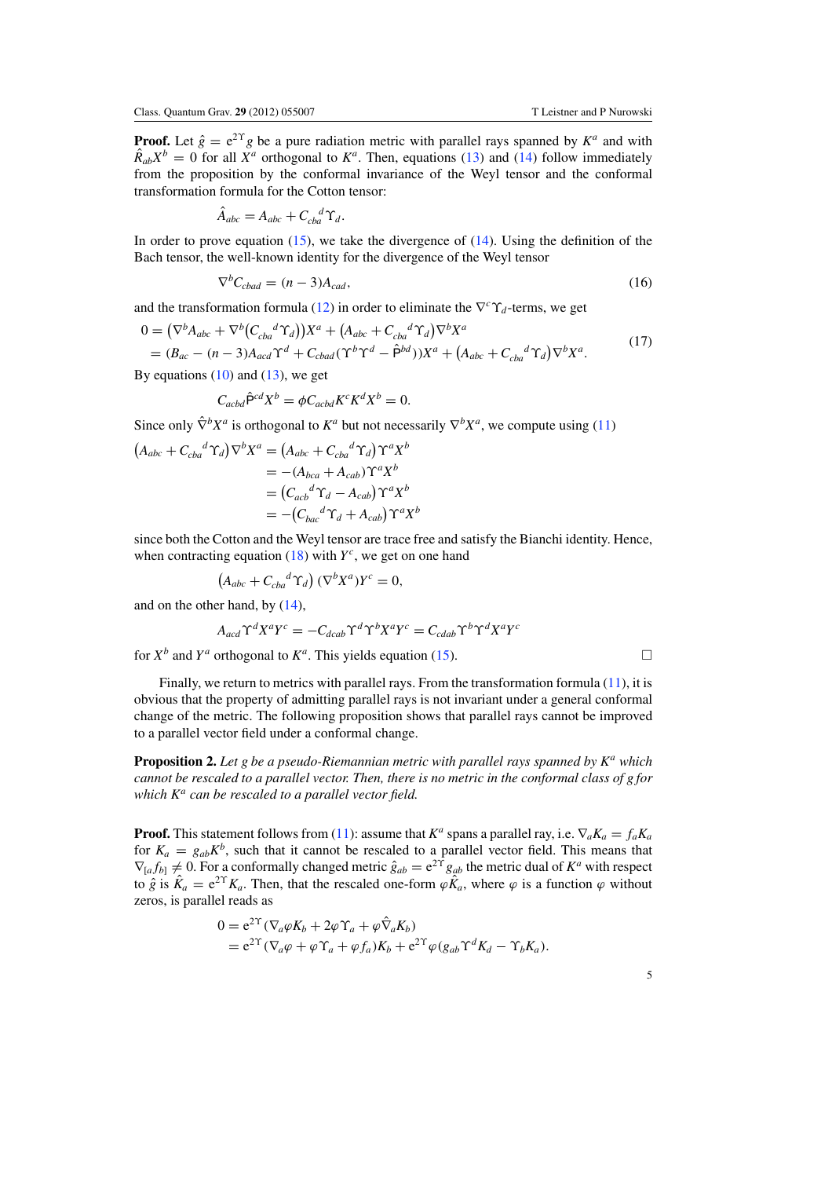**Proof.** Let $\hat{g} = e^{2\Upsilon} g$ be a pure radiation metric with parallel rays spanned by $K^a$ and with $\hat{R}_{ab} X^b = 0$ for all $X^a$ orthogonal to $K^a$. Then, equations (13) and (14) follow immediately from the proposition by the conformal invariance of the Weyl tensor and the conformal transformation formula for the Cotton tensor:

$$\hat{A}_{abc} = A_{abc} + C_{cba}{}^{d}\Upsilon_d.$$

In order to prove equation (15), we take the divergence of (14). Using the definition of the Bach tensor, the well-known identity for the divergence of the Weyl tensor

$$\nabla^b C_{cbad} = (n-3) A_{cad}, \tag{16}$$

and the transformation formula (12) in order to eliminate the $\nabla^c \Upsilon_d$-terms, we get

$$\begin{aligned} 0 &= \left(\nabla^b A_{abc} + \nabla^b\left(C_{cba}{}^{d}\Upsilon_d\right)\right) X^a + \left(A_{abc} + C_{cba}{}^{d}\Upsilon_d\right)\nabla^b X^a \\ &= \left(B_{ac} - (n-3)A_{acd}\Upsilon^d + C_{cbad}\left(\Upsilon^b\Upsilon^d - \hat{\mathsf{P}}^{bd}\right)\right) X^a + \left(A_{abc} + C_{cba}{}^{d}\Upsilon_d\right)\nabla^b X^a. \end{aligned} \tag{17}$$

By equations (10) and (13), we get

$$C_{acbd}\hat{\mathsf{P}}^{cd} X^b = \phi C_{acbd} K^c K^d X^b = 0.$$

Since only $\hat{\nabla}^b X^a$ is orthogonal to $K^a$ but not necessarily $\nabla^b X^a$, we compute using (11)

$$\begin{aligned} \left(A_{abc} + C_{cba}{}^{d}\Upsilon_d\right)\nabla^b X^a &= \left(A_{abc} + C_{cba}{}^{d}\Upsilon_d\right)\Upsilon^a X^b \\ &= -\left(A_{bca} + A_{cab}\right)\Upsilon^a X^b \\ &= \left(C_{acb}{}^{d}\Upsilon_d - A_{cab}\right)\Upsilon^a X^b \\ &= -\left(C_{bac}{}^{d}\Upsilon_d + A_{cab}\right)\Upsilon^a X^b \end{aligned}$$

since both the Cotton and the Weyl tensor are trace free and satisfy the Bianchi identity. Hence, when contracting equation (18) with $Y^c$, we get on one hand

$$\left(A_{abc} + C_{cba}{}^{d}\Upsilon_d\right)\left(\nabla^b X^a\right) Y^c = 0,$$

and on the other hand, by (14),

$$A_{acd}\Upsilon^d X^a Y^c = -C_{dcab}\Upsilon^d \Upsilon^b X^a Y^c = C_{cdab}\Upsilon^b \Upsilon^d X^a Y^c$$

for $X^b$ and $Y^a$ orthogonal to $K^a$. This yields equation (15). □

Finally, we return to metrics with parallel rays. From the transformation formula (11), it is obvious that the property of admitting parallel rays is not invariant under a general conformal change of the metric. The following proposition shows that parallel rays cannot be improved to a parallel vector field under a conformal change.

**Proposition 2.** *Let $g$ be a pseudo-Riemannian metric with parallel rays spanned by $K^a$ which cannot be rescaled to a parallel vector. Then, there is no metric in the conformal class of $g$ for which $K^a$ can be rescaled to a parallel vector field.*

**Proof.** This statement follows from (11): assume that $K^a$ spans a parallel ray, i.e. $\nabla_a K_a = f_a K_a$ for $K_a = g_{ab} K^b$, such that it cannot be rescaled to a parallel vector field. This means that $\nabla_{[a} f_{b]} \neq 0$. For a conformally changed metric $\hat{g}_{ab} = e^{2\Upsilon} g_{ab}$ the metric dual of $K^a$ with respect to $\hat{g}$ is $\hat{K}_a = e^{2\Upsilon} K_a$. Then, that the rescaled one-form $\varphi \hat{K}_a$, where $\varphi$ is a function $\varphi$ without zeros, is parallel reads as

$$\begin{aligned} 0 &= e^{2\Upsilon}\left(\nabla_a \varphi K_b + 2\varphi \Upsilon_a + \varphi \hat{\nabla}_a K_b\right) \\ &= e^{2\Upsilon}\left(\nabla_a \varphi + \varphi \Upsilon_a + \varphi f_a\right) K_b + e^{2\Upsilon}\varphi\left(g_{ab}\Upsilon^d K_d - \Upsilon_b K_a\right). \end{aligned}$$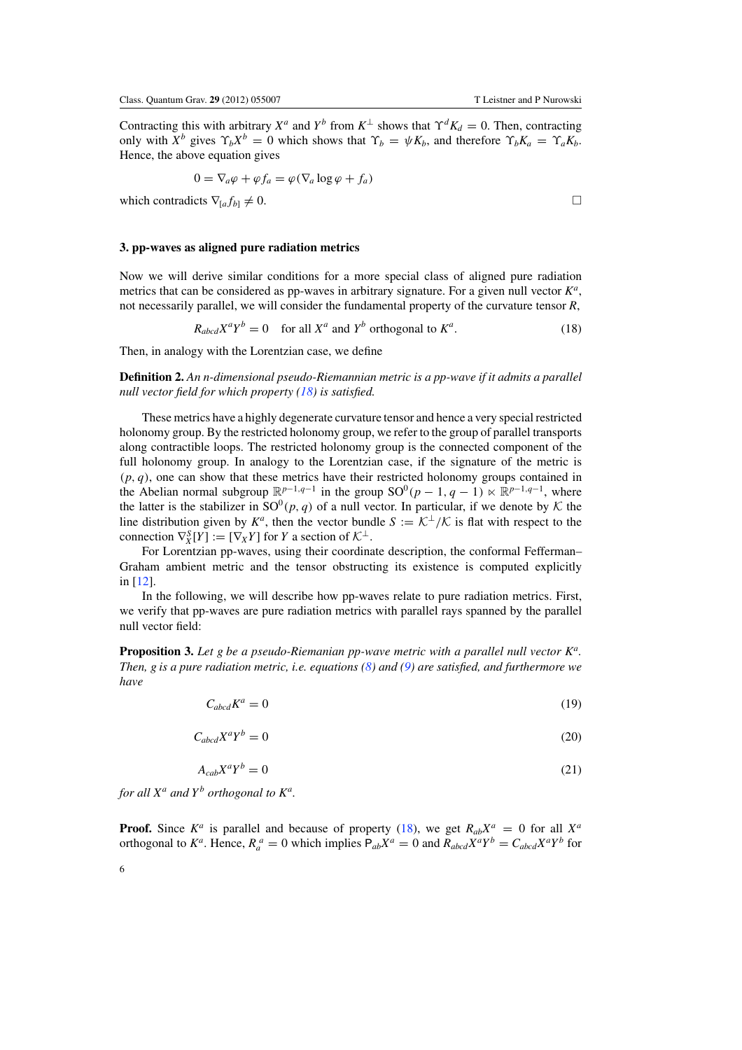Contracting this with arbitrary $X^a$ and $Y^b$ from $K^\perp$ shows that $\Upsilon^d K_d = 0$. Then, contracting only with $X^b$ gives $\Upsilon_b X^b = 0$ which shows that $\Upsilon_b = \psi K_b$, and therefore $\Upsilon_b K_a = \Upsilon_a K_b$. Hence, the above equation gives

$$0 = \nabla_a \varphi + \varphi f_a = \varphi(\nabla_a \log \varphi + f_a)$$

which contradicts $\nabla_{[a} f_{b]} \neq 0$. □

### 3. pp-waves as aligned pure radiation metrics

Now we will derive similar conditions for a more special class of aligned pure radiation metrics that can be considered as pp-waves in arbitrary signature. For a given null vector $K^a$, not necessarily parallel, we will consider the fundamental property of the curvature tensor $R$,

$$R_{abcd} X^a Y^b = 0 \quad \text{for all } X^a \text{ and } Y^b \text{ orthogonal to } K^a. \tag{18}$$

Then, in analogy with the Lorentzian case, we define

**Definition 2.** *An n-dimensional pseudo-Riemannian metric is a pp-wave if it admits a parallel null vector field for which property (18) is satisfied.*

These metrics have a highly degenerate curvature tensor and hence a very special restricted holonomy group. By the restricted holonomy group, we refer to the group of parallel transports along contractible loops. The restricted holonomy group is the connected component of the full holonomy group. In analogy to the Lorentzian case, if the signature of the metric is $(p, q)$, one can show that these metrics have their restricted holonomy groups contained in the Abelian normal subgroup $\mathbb{R}^{p-1,q-1}$ in the group $\mathrm{SO}^0(p-1, q-1) \ltimes \mathbb{R}^{p-1,q-1}$, where the latter is the stabilizer in $\mathrm{SO}^0(p, q)$ of a null vector. In particular, if we denote by $\mathcal{K}$ the line distribution given by $K^a$, then the vector bundle $S := \mathcal{K}^\perp/\mathcal{K}$ is flat with respect to the connection $\nabla^S_X[Y] := [\nabla_X Y]$ for $Y$ a section of $\mathcal{K}^\perp$.

For Lorentzian pp-waves, using their coordinate description, the conformal Fefferman–Graham ambient metric and the tensor obstructing its existence is computed explicitly in [12].

In the following, we will describe how pp-waves relate to pure radiation metrics. First, we verify that pp-waves are pure radiation metrics with parallel rays spanned by the parallel null vector field:

**Proposition 3.** *Let g be a pseudo-Riemanian pp-wave metric with a parallel null vector $K^a$. Then, g is a pure radiation metric, i.e. equations (8) and (9) are satisfied, and furthermore we have*

$$C_{abcd} K^a = 0 \tag{19}$$

$$C_{abcd} X^a Y^b = 0 \tag{20}$$

$$A_{cab} X^a Y^b = 0 \tag{21}$$

*for all $X^a$ and $Y^b$ orthogonal to $K^a$.*

**Proof.** Since $K^a$ is parallel and because of property (18), we get $R_{ab} X^a = 0$ for all $X^a$ orthogonal to $K^a$. Hence, $R_a{}^a = 0$ which implies $\mathsf{P}_{ab} X^a = 0$ and $R_{abcd} X^a Y^b = C_{abcd} X^a Y^b$ for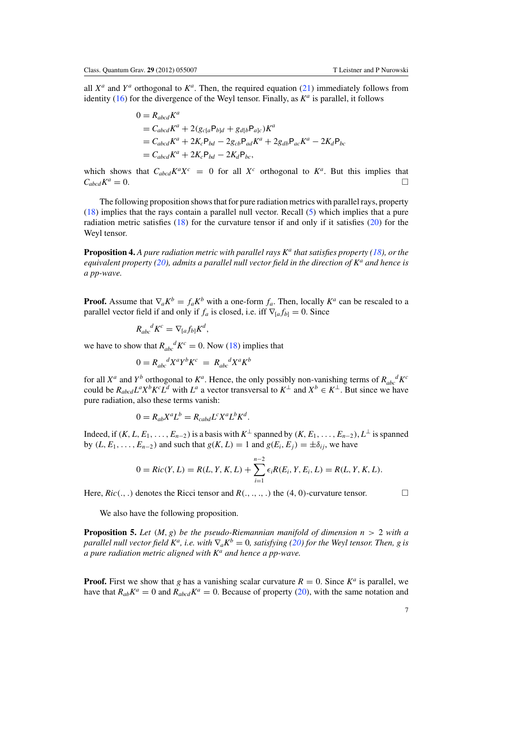all $X^a$ and $Y^a$ orthogonal to $K^a$. Then, the required equation (21) immediately follows from identity (16) for the divergence of the Weyl tensor. Finally, as $K^a$ is parallel, it follows

$$
\begin{aligned}
0 &= R_{abcd}K^a \\
&= C_{abcd}K^a + 2(g_{c[a}\mathsf{P}_{b]d} + g_{d[b}\mathsf{P}_{a]c})K^a \\
&= C_{abcd}K^a + 2K_c\mathsf{P}_{bd} - 2g_{cb}\mathsf{P}_{ad}K^a + 2g_{db}\mathsf{P}_{ac}K^a - 2K_d\mathsf{P}_{bc} \\
&= C_{abcd}K^a + 2K_c\mathsf{P}_{bd} - 2K_d\mathsf{P}_{bc},
\end{aligned}
$$

which shows that $C_{abcd}K^aX^c = 0$ for all $X^c$ orthogonal to $K^a$. But this implies that $C_{abcd}K^a = 0$. $\square$

The following proposition shows that for pure radiation metrics with parallel rays, property (18) implies that the rays contain a parallel null vector. Recall (5) which implies that a pure radiation metric satisfies (18) for the curvature tensor if and only if it satisfies (20) for the Weyl tensor.

**Proposition 4.** *A pure radiation metric with parallel rays $K^a$ that satisfies property (18), or the equivalent property (20), admits a parallel null vector field in the direction of $K^a$ and hence is a pp-wave.*

**Proof.** Assume that $\nabla_aK^b = f_aK^b$ with a one-form $f_a$. Then, locally $K^a$ can be rescaled to a parallel vector field if and only if $f_a$ is closed, i.e. iff $\nabla_{[a}f_{b]} = 0$. Since

$$R_{abc}{}^{d}K^c = \nabla_{[a}f_{b]}K^d,$$

we have to show that $R_{abc}{}^{d}K^c = 0$. Now (18) implies that

$$0 = R_{abc}{}^{d}X^aY^bK^c = R_{abc}{}^{d}X^aK^b$$

for all $X^a$ and $Y^b$ orthogonal to $K^a$. Hence, the only possibly non-vanishing terms of $R_{abc}{}^{d}K^c$ could be $R_{abcd}L^aX^bK^cL^d$ with $L^a$ a vector transversal to $K^\perp$ and $X^b \in K^\perp$. But since we have pure radiation, also these terms vanish:

$$0 = R_{ab}X^aL^b = R_{cabd}L^cX^aL^bK^d.$$

Indeed, if $(K, L, E_1, \ldots, E_{n-2})$ is a basis with $K^\perp$ spanned by $(K, E_1, \ldots, E_{n-2})$, $L^\perp$ is spanned by $(L, E_1, \ldots, E_{n-2})$ and such that $g(K, L) = 1$ and $g(E_i, E_j) = \pm\delta_{ij}$, we have

$$0 = Ric(Y, L) = R(L, Y, K, L) + \sum_{i=1}^{n-2} \epsilon_i R(E_i, Y, E_i, L) = R(L, Y, K, L).$$

Here, $Ric(.,.)$ denotes the Ricci tensor and $R(.,.,.,.)$ the $(4, 0)$-curvature tensor. $\square$

We also have the following proposition.

**Proposition 5.** *Let $(M, g)$ be the pseudo-Riemannian manifold of dimension $n > 2$ with a parallel null vector field $K^a$, i.e. with $\nabla_aK^b = 0$, satisfying (20) for the Weyl tensor. Then, $g$ is a pure radiation metric aligned with $K^a$ and hence a pp-wave.*

**Proof.** First we show that $g$ has a vanishing scalar curvature $R = 0$. Since $K^a$ is parallel, we have that $R_{ab}K^a = 0$ and $R_{abcd}K^a = 0$. Because of property (20), with the same notation and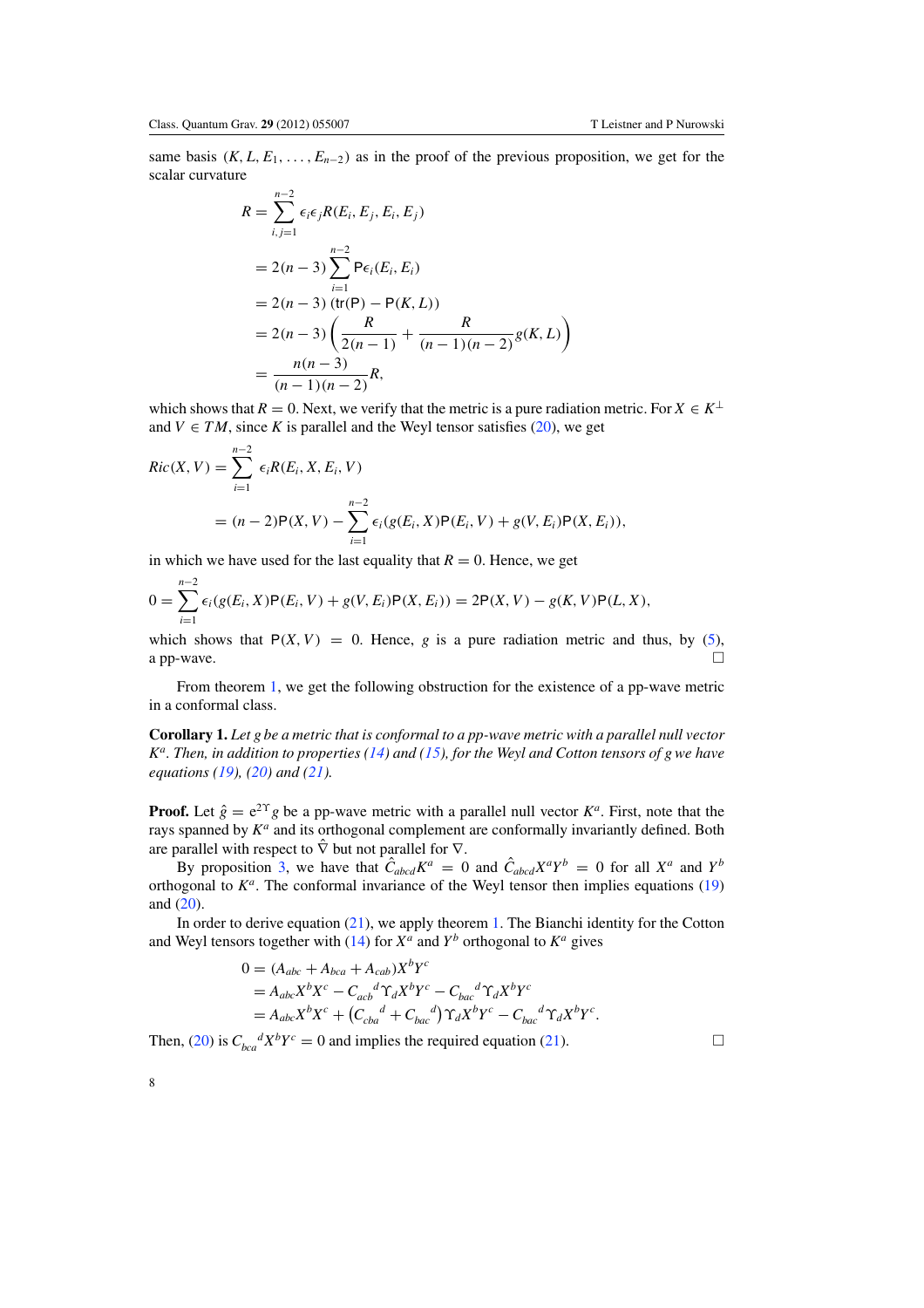same basis $(K, L, E_1, \ldots, E_{n-2})$ as in the proof of the previous proposition, we get for the scalar curvature

$$
\begin{aligned}
R &= \sum_{i,j=1}^{n-2} \epsilon_i \epsilon_j R(E_i, E_j, E_i, E_j) \\
&= 2(n-3) \sum_{i=1}^{n-2} \mathsf{P}\epsilon_i (E_i, E_i) \\
&= 2(n-3)\,(\mathrm{tr}(\mathsf{P}) - \mathsf{P}(K, L)) \\
&= 2(n-3) \left( \frac{R}{2(n-1)} + \frac{R}{(n-1)(n-2)} g(K, L) \right) \\
&= \frac{n(n-3)}{(n-1)(n-2)} R,
\end{aligned}
$$

which shows that $R = 0$. Next, we verify that the metric is a pure radiation metric. For $X \in K^\perp$ and $V \in TM$, since $K$ is parallel and the Weyl tensor satisfies (20), we get

$$
\begin{aligned}
Ric(X, V) &= \sum_{i=1}^{n-2} \epsilon_i R(E_i, X, E_i, V) \\
&= (n-2)\mathsf{P}(X, V) - \sum_{i=1}^{n-2} \epsilon_i (g(E_i, X)\mathsf{P}(E_i, V) + g(V, E_i)\mathsf{P}(X, E_i)),
\end{aligned}
$$

in which we have used for the last equality that $R = 0$. Hence, we get

$$
0 = \sum_{i=1}^{n-2} \epsilon_i (g(E_i, X)\mathsf{P}(E_i, V) + g(V, E_i)\mathsf{P}(X, E_i)) = 2\mathsf{P}(X, V) - g(K, V)\mathsf{P}(L, X),
$$

which shows that $\mathsf{P}(X, V) = 0$. Hence, $g$ is a pure radiation metric and thus, by (5), a pp-wave. $\square$

From theorem 1, we get the following obstruction for the existence of a pp-wave metric in a conformal class.

**Corollary 1.** *Let $g$ be a metric that is conformal to a pp-wave metric with a parallel null vector $K^a$. Then, in addition to properties (14) and (15), for the Weyl and Cotton tensors of $g$ we have equations (19), (20) and (21).*

**Proof.** Let $\hat{g} = e^{2\Upsilon} g$ be a pp-wave metric with a parallel null vector $K^a$. First, note that the rays spanned by $K^a$ and its orthogonal complement are conformally invariantly defined. Both are parallel with respect to $\hat{\nabla}$ but not parallel for $\nabla$.

By proposition 3, we have that $\hat{C}_{abcd} K^a = 0$ and $\hat{C}_{abcd} X^a Y^b = 0$ for all $X^a$ and $Y^b$ orthogonal to $K^a$. The conformal invariance of the Weyl tensor then implies equations (19) and (20).

In order to derive equation (21), we apply theorem 1. The Bianchi identity for the Cotton and Weyl tensors together with (14) for $X^a$ and $Y^b$ orthogonal to $K^a$ gives

$$
\begin{aligned}
0 &= (A_{abc} + A_{bca} + A_{cab}) X^b Y^c \\
&= A_{abc} X^b X^c - C_{acb}{}^d \Upsilon_d X^b Y^c - C_{bac}{}^d \Upsilon_d X^b Y^c \\
&= A_{abc} X^b X^c + \left( C_{cba}{}^d + C_{bac}{}^d \right) \Upsilon_d X^b Y^c - C_{bac}{}^d \Upsilon_d X^b Y^c.
\end{aligned}
$$

Then, (20) is $C_{bca}{}^d X^b Y^c = 0$ and implies the required equation (21). $\square$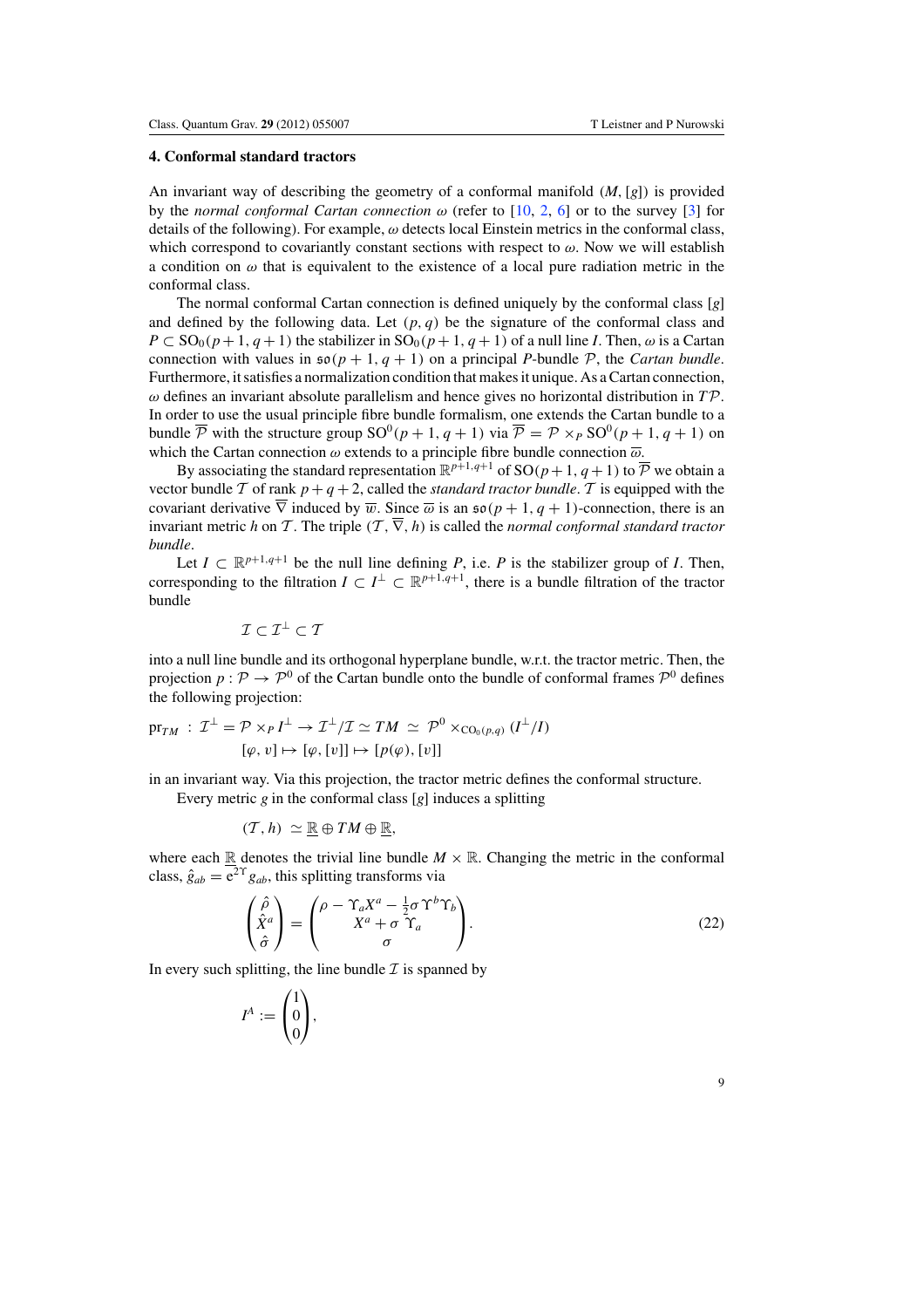## 4. Conformal standard tractors

An invariant way of describing the geometry of a conformal manifold $(M, [g])$ is provided by the *normal conformal Cartan connection* $\omega$ (refer to [10, 2, 6] or to the survey [3] for details of the following). For example, $\omega$ detects local Einstein metrics in the conformal class, which correspond to covariantly constant sections with respect to $\omega$. Now we will establish a condition on $\omega$ that is equivalent to the existence of a local pure radiation metric in the conformal class.

The normal conformal Cartan connection is defined uniquely by the conformal class $[g]$ and defined by the following data. Let $(p, q)$ be the signature of the conformal class and $P \subset \mathrm{SO}_0(p+1, q+1)$ the stabilizer in $\mathrm{SO}_0(p+1, q+1)$ of a null line $I$. Then, $\omega$ is a Cartan connection with values in $\mathfrak{so}(p+1, q+1)$ on a principal $P$-bundle $\mathcal{P}$, the *Cartan bundle*. Furthermore, it satisfies a normalization condition that makes it unique. As a Cartan connection, $\omega$ defines an invariant absolute parallelism and hence gives no horizontal distribution in $T\mathcal{P}$. In order to use the usual principle fibre bundle formalism, one extends the Cartan bundle to a bundle $\overline{\mathcal{P}}$ with the structure group $\mathrm{SO}^0(p+1, q+1)$ via $\overline{\mathcal{P}} = \mathcal{P} \times_P \mathrm{SO}^0(p+1, q+1)$ on which the Cartan connection $\omega$ extends to a principle fibre bundle connection $\overline{\omega}$.

By associating the standard representation $\mathbb{R}^{p+1,q+1}$ of $\mathrm{SO}(p+1, q+1)$ to $\overline{\mathcal{P}}$ we obtain a vector bundle $\mathcal{T}$ of rank $p+q+2$, called the *standard tractor bundle*. $\mathcal{T}$ is equipped with the covariant derivative $\overline{\nabla}$ induced by $\overline{\omega}$. Since $\overline{\omega}$ is an $\mathfrak{so}(p+1, q+1)$-connection, there is an invariant metric $h$ on $\mathcal{T}$. The triple $(\mathcal{T}, \overline{\nabla}, h)$ is called the *normal conformal standard tractor bundle*.

Let $I \subset \mathbb{R}^{p+1,q+1}$ be the null line defining $P$, i.e. $P$ is the stabilizer group of $I$. Then, corresponding to the filtration $I \subset I^\perp \subset \mathbb{R}^{p+1,q+1}$, there is a bundle filtration of the tractor bundle

$$\mathcal{I} \subset \mathcal{I}^\perp \subset \mathcal{T}$$

into a null line bundle and its orthogonal hyperplane bundle, w.r.t. the tractor metric. Then, the projection $p : \mathcal{P} \to \mathcal{P}^0$ of the Cartan bundle onto the bundle of conformal frames $\mathcal{P}^0$ defines the following projection:

$$\begin{aligned}\mathrm{pr}_{TM} \, : \, \mathcal{I}^\perp = \mathcal{P} \times_P I^\perp \to \mathcal{I}^\perp/\mathcal{I} \simeq TM \, \simeq \, \mathcal{P}^0 \times_{\mathrm{CO}_0(p,q)} (I^\perp/I) \\ [\varphi, v] \mapsto [\varphi, [v]] \mapsto [p(\varphi), [v]]\end{aligned}$$

in an invariant way. Via this projection, the tractor metric defines the conformal structure.

Every metric $g$ in the conformal class $[g]$ induces a splitting

$$(\mathcal{T}, h) \simeq \underline{\mathbb{R}} \oplus TM \oplus \underline{\mathbb{R}},$$

where each $\underline{\mathbb{R}}$ denotes the trivial line bundle $M \times \mathbb{R}$. Changing the metric in the conformal class, $\hat{g}_{ab} = \mathrm{e}^{2\Upsilon} g_{ab}$, this splitting transforms via

$$\begin{pmatrix} \hat{\rho} \\ \hat{X}^a \\ \hat{\sigma} \end{pmatrix} = \begin{pmatrix} \rho - \Upsilon_a X^a - \frac{1}{2}\sigma \Upsilon^b \Upsilon_b \\ X^a + \sigma \, \Upsilon_a \\ \sigma \end{pmatrix}. \tag{22}$$

In every such splitting, the line bundle $\mathcal{I}$ is spanned by

$$I^A := \begin{pmatrix} 1 \\ 0 \\ 0 \end{pmatrix},$$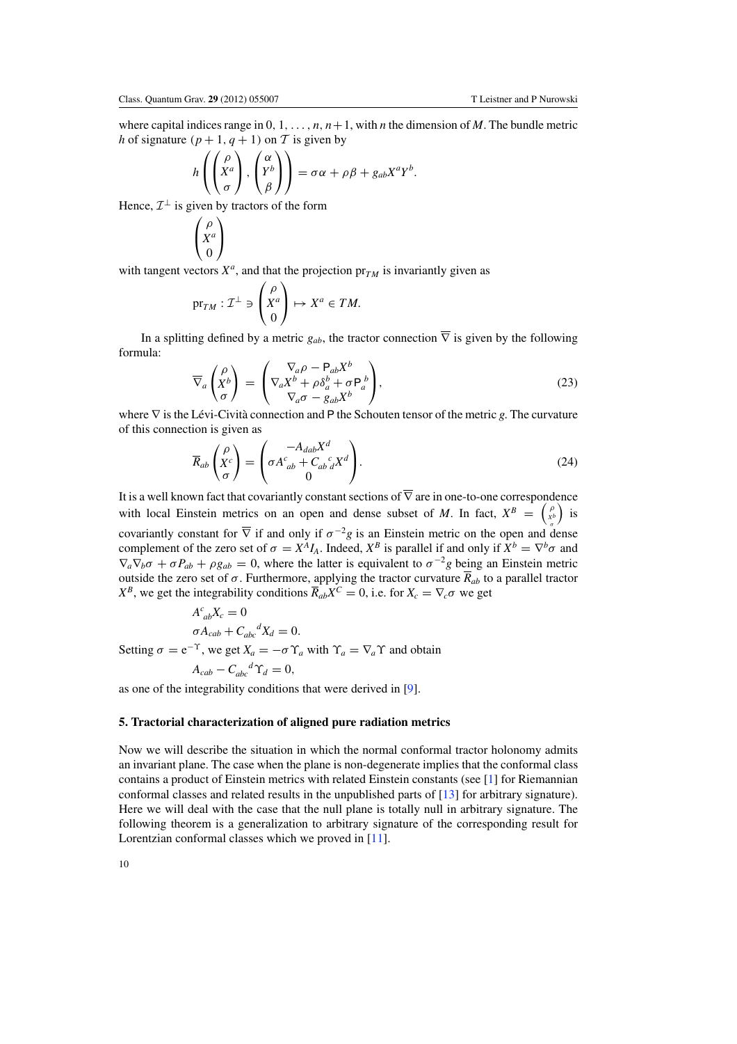where capital indices range in $0, 1, \ldots, n, n+1$, with $n$ the dimension of $M$. The bundle metric $h$ of signature $(p+1, q+1)$ on $\mathcal{T}$ is given by

$$h\left(\begin{pmatrix}\rho\\ X^a\\ \sigma\end{pmatrix}, \begin{pmatrix}\alpha\\ Y^b\\ \beta\end{pmatrix}\right) = \sigma\alpha + \rho\beta + g_{ab}X^aY^b.$$

Hence, $\mathcal{I}^\perp$ is given by tractors of the form

$$\begin{pmatrix}\rho\\ X^a\\ 0\end{pmatrix}$$

with tangent vectors $X^a$, and that the projection $\mathrm{pr}_{TM}$ is invariantly given as

$$\mathrm{pr}_{TM} : \mathcal{I}^\perp \ni \begin{pmatrix}\rho\\ X^a\\ 0\end{pmatrix} \mapsto X^a \in TM.$$

In a splitting defined by a metric $g_{ab}$, the tractor connection $\overline{\nabla}$ is given by the following formula:

$$\overline{\nabla}_a \begin{pmatrix}\rho\\ X^b\\ \sigma\end{pmatrix} = \begin{pmatrix}\nabla_a\rho - \mathsf{P}_{ab}X^b\\ \nabla_a X^b + \rho\delta_a^b + \sigma \mathsf{P}_a^{\ b}\\ \nabla_a\sigma - g_{ab}X^b\end{pmatrix}, \tag{23}$$

where $\nabla$ is the Lévi-Cività connection and $\mathsf{P}$ the Schouten tensor of the metric $g$. The curvature of this connection is given as

$$\overline{R}_{ab}\begin{pmatrix}\rho\\ X^c\\ \sigma\end{pmatrix} = \begin{pmatrix}-A_{dab}X^d\\ \sigma A^c_{\ ab} + C_{ab\ \,d}^{\ \ c}X^d\\ 0\end{pmatrix}. \tag{24}$$

It is a well known fact that covariantly constant sections of $\overline{\nabla}$ are in one-to-one correspondence with local Einstein metrics on an open and dense subset of $M$. In fact, $X^B = \left(\begin{smallmatrix}\rho\\ X^b\\ \sigma\end{smallmatrix}\right)$ is covariantly constant for $\overline{\nabla}$ if and only if $\sigma^{-2}g$ is an Einstein metric on the open and dense complement of the zero set of $\sigma = X^AI_A$. Indeed, $X^B$ is parallel if and only if $X^b = \nabla^b\sigma$ and $\nabla_a\nabla_b\sigma + \sigma P_{ab} + \rho g_{ab} = 0$, where the latter is equivalent to $\sigma^{-2}g$ being an Einstein metric outside the zero set of $\sigma$. Furthermore, applying the tractor curvature $\overline{R}_{ab}$ to a parallel tractor $X^B$, we get the integrability conditions $\overline{R}_{ab}X^C = 0$, i.e. for $X_c = \nabla_c\sigma$ we get

$$A^c_{\ ab}X_c = 0$$
$$\sigma A_{cab} + C_{abc}^{\ \ \ \ d}X_d = 0.$$

Setting $\sigma = \mathrm{e}^{-\Upsilon}$, we get $X_a = -\sigma\Upsilon_a$ with $\Upsilon_a = \nabla_a\Upsilon$ and obtain

$$A_{cab} - C_{abc}^{\ \ \ \ d}\Upsilon_d = 0,$$

as one of the integrability conditions that were derived in [9].

## 5. Tractorial characterization of aligned pure radiation metrics

Now we will describe the situation in which the normal conformal tractor holonomy admits an invariant plane. The case when the plane is non-degenerate implies that the conformal class contains a product of Einstein metrics with related Einstein constants (see [1] for Riemannian conformal classes and related results in the unpublished parts of [13] for arbitrary signature). Here we will deal with the case that the null plane is totally null in arbitrary signature. The following theorem is a generalization to arbitrary signature of the corresponding result for Lorentzian conformal classes which we proved in [11].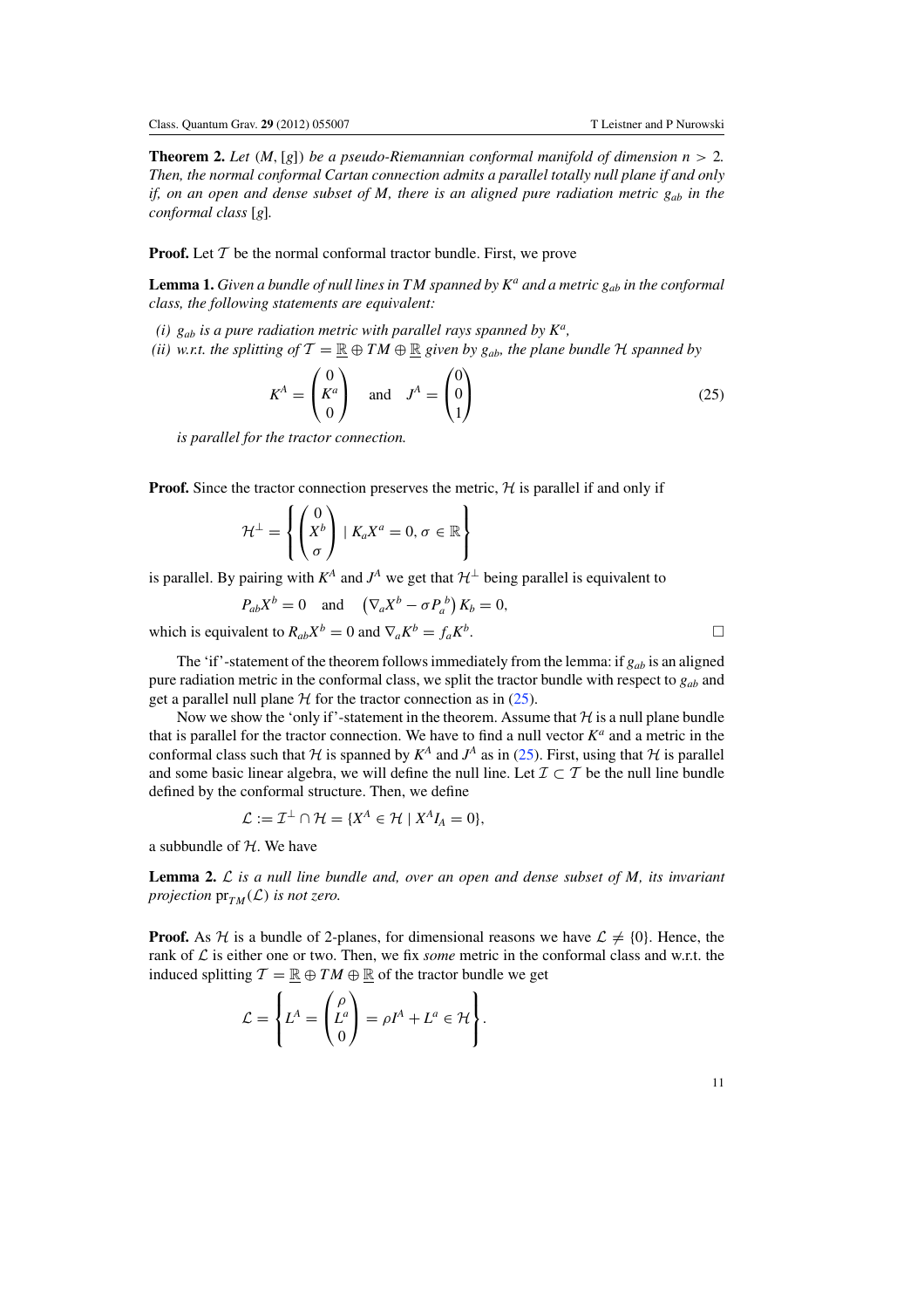**Theorem 2.** *Let $(M, [g])$ be a pseudo-Riemannian conformal manifold of dimension $n > 2$. Then, the normal conformal Cartan connection admits a parallel totally null plane if and only if, on an open and dense subset of $M$, there is an aligned pure radiation metric $g_{ab}$ in the conformal class $[g]$.*

**Proof.** Let $\mathcal{T}$ be the normal conformal tractor bundle. First, we prove

**Lemma 1.** *Given a bundle of null lines in $TM$ spanned by $K^a$ and a metric $g_{ab}$ in the conformal class, the following statements are equivalent:*

*(i) $g_{ab}$ is a pure radiation metric with parallel rays spanned by $K^a$,*
*(ii) w.r.t. the splitting of $\mathcal{T} = \underline{\mathbb{R}} \oplus TM \oplus \underline{\mathbb{R}}$ given by $g_{ab}$, the plane bundle $\mathcal{H}$ spanned by*

$$K^A = \begin{pmatrix} 0 \\ K^a \\ 0 \end{pmatrix} \quad \text{and} \quad J^A = \begin{pmatrix} 0 \\ 0 \\ 1 \end{pmatrix} \tag{25}$$

*is parallel for the tractor connection.*

**Proof.** Since the tractor connection preserves the metric, $\mathcal{H}$ is parallel if and only if

$$\mathcal{H}^\perp = \left\{ \begin{pmatrix} 0 \\ X^b \\ \sigma \end{pmatrix} \mid K_a X^a = 0, \sigma \in \mathbb{R} \right\}$$

is parallel. By pairing with $K^A$ and $J^A$ we get that $\mathcal{H}^\perp$ being parallel is equivalent to

$$P_{ab} X^b = 0 \quad \text{and} \quad \left( \nabla_a X^b - \sigma P_a{}^b \right) K_b = 0,$$

which is equivalent to $R_{ab} X^b = 0$ and $\nabla_a K^b = f_a K^b$. $\square$

The 'if'-statement of the theorem follows immediately from the lemma: if $g_{ab}$ is an aligned pure radiation metric in the conformal class, we split the tractor bundle with respect to $g_{ab}$ and get a parallel null plane $\mathcal{H}$ for the tractor connection as in (25).

Now we show the 'only if'-statement in the theorem. Assume that $\mathcal{H}$ is a null plane bundle that is parallel for the tractor connection. We have to find a null vector $K^a$ and a metric in the conformal class such that $\mathcal{H}$ is spanned by $K^A$ and $J^A$ as in (25). First, using that $\mathcal{H}$ is parallel and some basic linear algebra, we will define the null line. Let $\mathcal{I} \subset \mathcal{T}$ be the null line bundle defined by the conformal structure. Then, we define

$$\mathcal{L} := \mathcal{I}^\perp \cap \mathcal{H} = \{ X^A \in \mathcal{H} \mid X^A I_A = 0 \},$$

a subbundle of $\mathcal{H}$. We have

**Lemma 2.** *$\mathcal{L}$ is a null line bundle and, over an open and dense subset of $M$, its invariant projection $\mathrm{pr}_{TM}(\mathcal{L})$ is not zero.*

**Proof.** As $\mathcal{H}$ is a bundle of 2-planes, for dimensional reasons we have $\mathcal{L} \neq \{0\}$. Hence, the rank of $\mathcal{L}$ is either one or two. Then, we fix *some* metric in the conformal class and w.r.t. the induced splitting $\mathcal{T} = \underline{\mathbb{R}} \oplus TM \oplus \underline{\mathbb{R}}$ of the tractor bundle we get

$$\mathcal{L} = \left\{ L^A = \begin{pmatrix} \rho \\ L^a \\ 0 \end{pmatrix} = \rho I^A + L^a \in \mathcal{H} \right\}.$$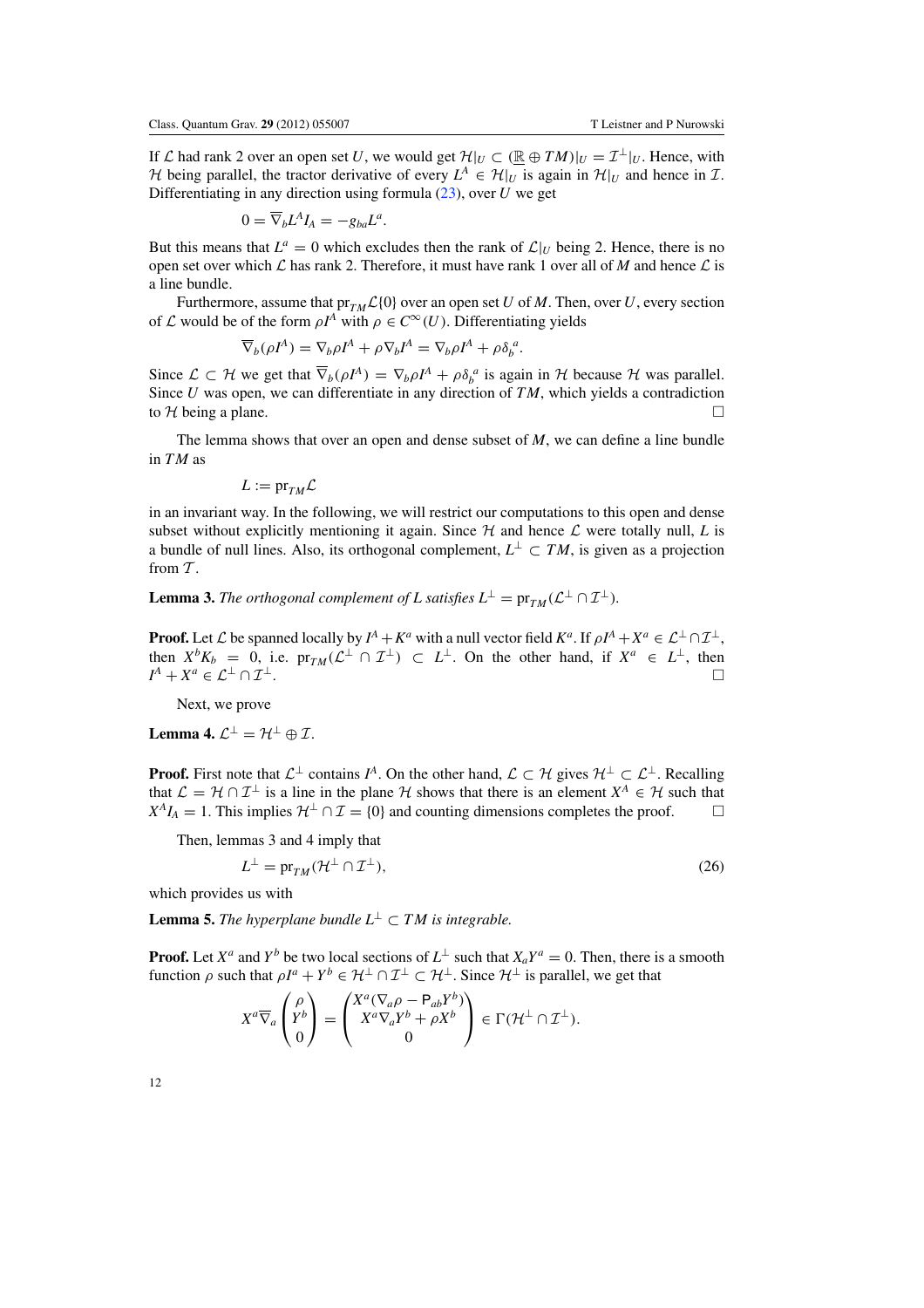If $\mathcal{L}$ had rank 2 over an open set $U$, we would get $\mathcal{H}|_U \subset (\underline{\mathbb{R}} \oplus TM)|_U = \mathcal{I}^\perp|_U$. Hence, with $\mathcal{H}$ being parallel, the tractor derivative of every $L^A \in \mathcal{H}|_U$ is again in $\mathcal{H}|_U$ and hence in $\mathcal{I}$. Differentiating in any direction using formula (23), over $U$ we get

$$0 = \overline{\nabla}_b L^A I_A = -g_{ba} L^a.$$

But this means that $L^a = 0$ which excludes then the rank of $\mathcal{L}|_U$ being 2. Hence, there is no open set over which $\mathcal{L}$ has rank 2. Therefore, it must have rank 1 over all of $M$ and hence $\mathcal{L}$ is a line bundle.

Furthermore, assume that $\mathrm{pr}_{TM}\mathcal{L}\{0\}$ over an open set $U$ of $M$. Then, over $U$, every section of $\mathcal{L}$ would be of the form $\rho I^A$ with $\rho \in C^\infty(U)$. Differentiating yields

$$\overline{\nabla}_b(\rho I^A) = \nabla_b \rho I^A + \rho \nabla_b I^A = \nabla_b \rho I^A + \rho \delta_b{}^a.$$

Since $\mathcal{L} \subset \mathcal{H}$ we get that $\overline{\nabla}_b(\rho I^A) = \nabla_b \rho I^A + \rho \delta_b{}^a$ is again in $\mathcal{H}$ because $\mathcal{H}$ was parallel. Since $U$ was open, we can differentiate in any direction of $TM$, which yields a contradiction to $\mathcal{H}$ being a plane. □

The lemma shows that over an open and dense subset of $M$, we can define a line bundle in $TM$ as

$$L := \mathrm{pr}_{TM}\mathcal{L}$$

in an invariant way. In the following, we will restrict our computations to this open and dense subset without explicitly mentioning it again. Since $\mathcal{H}$ and hence $\mathcal{L}$ were totally null, $L$ is a bundle of null lines. Also, its orthogonal complement, $L^\perp \subset TM$, is given as a projection from $\mathcal{T}$.

**Lemma 3.** *The orthogonal complement of L satisfies* $L^\perp = \mathrm{pr}_{TM}(\mathcal{L}^\perp \cap \mathcal{I}^\perp)$.

**Proof.** Let $\mathcal{L}$ be spanned locally by $I^A + K^a$ with a null vector field $K^a$. If $\rho I^A + X^a \in \mathcal{L}^\perp \cap \mathcal{I}^\perp$, then $X^b K_b = 0$, i.e. $\mathrm{pr}_{TM}(\mathcal{L}^\perp \cap \mathcal{I}^\perp) \subset L^\perp$. On the other hand, if $X^a \in L^\perp$, then $I^A + X^a \in \mathcal{L}^\perp \cap \mathcal{I}^\perp$. □

Next, we prove

**Lemma 4.** $\mathcal{L}^\perp = \mathcal{H}^\perp \oplus \mathcal{I}$.

**Proof.** First note that $\mathcal{L}^\perp$ contains $I^A$. On the other hand, $\mathcal{L} \subset \mathcal{H}$ gives $\mathcal{H}^\perp \subset \mathcal{L}^\perp$. Recalling that $\mathcal{L} = \mathcal{H} \cap \mathcal{I}^\perp$ is a line in the plane $\mathcal{H}$ shows that there is an element $X^A \in \mathcal{H}$ such that $X^A I_A = 1$. This implies $\mathcal{H}^\perp \cap \mathcal{I} = \{0\}$ and counting dimensions completes the proof. □

Then, lemmas 3 and 4 imply that

$$L^\perp = \mathrm{pr}_{TM}(\mathcal{H}^\perp \cap \mathcal{I}^\perp), \tag{26}$$

which provides us with

**Lemma 5.** *The hyperplane bundle* $L^\perp \subset TM$ *is integrable.*

**Proof.** Let $X^a$ and $Y^b$ be two local sections of $L^\perp$ such that $X_a Y^a = 0$. Then, there is a smooth function $\rho$ such that $\rho I^a + Y^b \in \mathcal{H}^\perp \cap \mathcal{I}^\perp \subset \mathcal{H}^\perp$. Since $\mathcal{H}^\perp$ is parallel, we get that

$$X^a \overline{\nabla}_a \begin{pmatrix} \rho \\ Y^b \\ 0 \end{pmatrix} = \begin{pmatrix} X^a(\nabla_a \rho - \mathsf{P}_{ab} Y^b) \\ X^a \nabla_a Y^b + \rho X^b \\ 0 \end{pmatrix} \in \Gamma(\mathcal{H}^\perp \cap \mathcal{I}^\perp).$$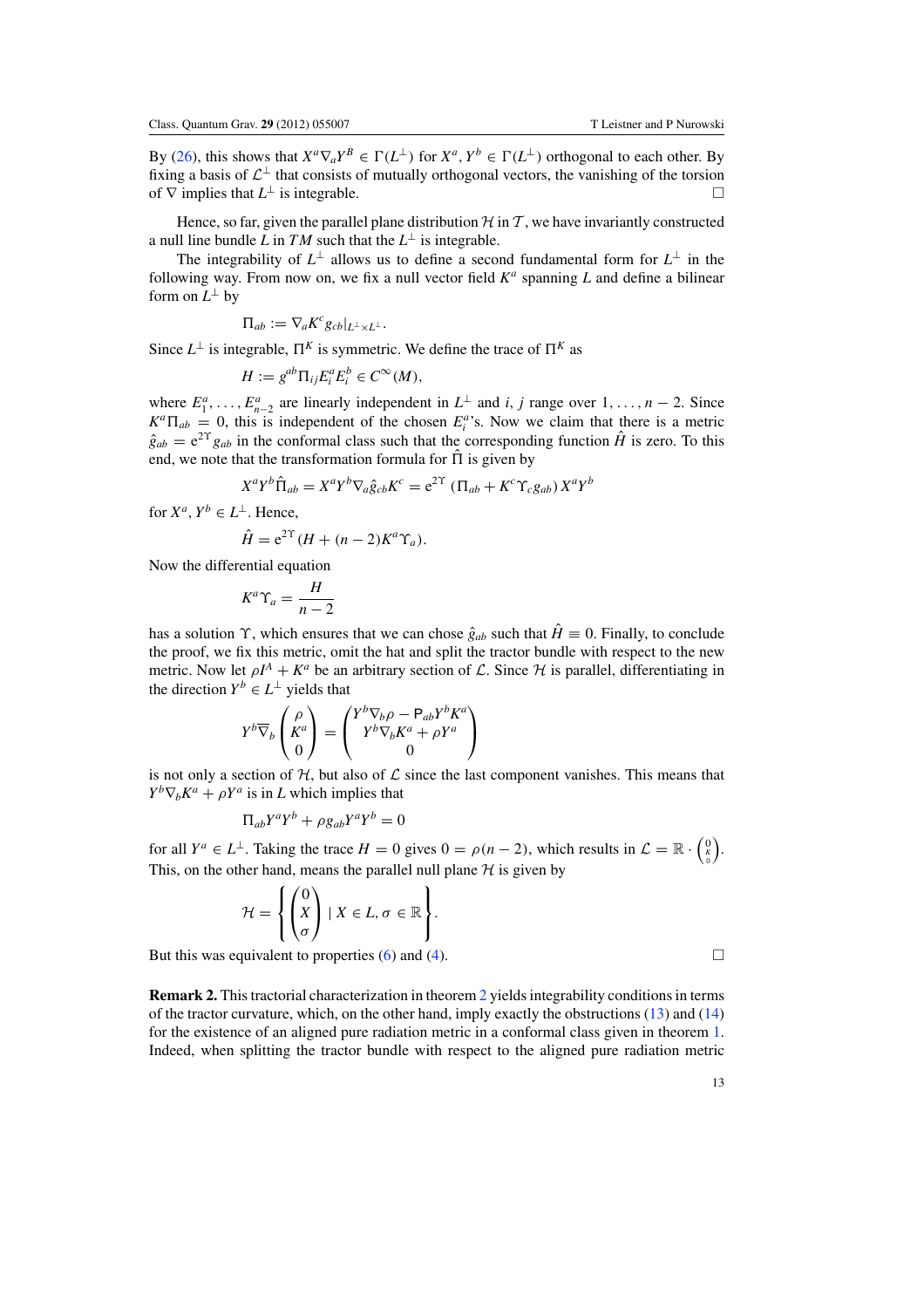By (26), this shows that $X^a \nabla_a Y^B \in \Gamma(L^\perp)$ for $X^a, Y^b \in \Gamma(L^\perp)$ orthogonal to each other. By fixing a basis of $\mathcal{L}^\perp$ that consists of mutually orthogonal vectors, the vanishing of the torsion of $\nabla$ implies that $L^\perp$ is integrable. $\square$

Hence, so far, given the parallel plane distribution $\mathcal{H}$ in $\mathcal{T}$, we have invariantly constructed a null line bundle $L$ in $TM$ such that the $L^\perp$ is integrable.

The integrability of $L^\perp$ allows us to define a second fundamental form for $L^\perp$ in the following way. From now on, we fix a null vector field $K^a$ spanning $L$ and define a bilinear form on $L^\perp$ by

$$\Pi_{ab} := \nabla_a K^c g_{cb}|_{L^\perp \times L^\perp}.$$

Since $L^\perp$ is integrable, $\Pi^K$ is symmetric. We define the trace of $\Pi^K$ as

$$H := g^{ab} \Pi_{ij} E^a_i E^b_i \in C^\infty(M),$$

where $E^a_1, \ldots, E^a_{n-2}$ are linearly independent in $L^\perp$ and $i, j$ range over $1, \ldots, n-2$. Since $K^a \Pi_{ab} = 0$, this is independent of the chosen $E^a_i$'s. Now we claim that there is a metric $\hat{g}_{ab} = \mathrm{e}^{2\Upsilon} g_{ab}$ in the conformal class such that the corresponding function $\hat{H}$ is zero. To this end, we note that the transformation formula for $\hat{\Pi}$ is given by

$$X^a Y^b \hat{\Pi}_{ab} = X^a Y^b \nabla_a \hat{g}_{cb} K^c = \mathrm{e}^{2\Upsilon} \left( \Pi_{ab} + K^c \Upsilon_c g_{ab} \right) X^a Y^b$$

for $X^a, Y^b \in L^\perp$. Hence,

$$\hat{H} = \mathrm{e}^{2\Upsilon} (H + (n-2) K^a \Upsilon_a).$$

Now the differential equation

$$K^a \Upsilon_a = \frac{H}{n-2}$$

has a solution $\Upsilon$, which ensures that we can chose $\hat{g}_{ab}$ such that $\hat{H} \equiv 0$. Finally, to conclude the proof, we fix this metric, omit the hat and split the tractor bundle with respect to the new metric. Now let $\rho I^A + K^a$ be an arbitrary section of $\mathcal{L}$. Since $\mathcal{H}$ is parallel, differentiating in the direction $Y^b \in L^\perp$ yields that

$$Y^b \overline{\nabla}_b \begin{pmatrix} \rho \\ K^a \\ 0 \end{pmatrix} = \begin{pmatrix} Y^b \nabla_b \rho - \mathsf{P}_{ab} Y^b K^a \\ Y^b \nabla_b K^a + \rho Y^a \\ 0 \end{pmatrix}$$

is not only a section of $\mathcal{H}$, but also of $\mathcal{L}$ since the last component vanishes. This means that $Y^b \nabla_b K^a + \rho Y^a$ is in $L$ which implies that

$$\Pi_{ab} Y^a Y^b + \rho g_{ab} Y^a Y^b = 0$$

for all $Y^a \in L^\perp$. Taking the trace $H = 0$ gives $0 = \rho(n-2)$, which results in $\mathcal{L} = \mathbb{R} \cdot \begin{pmatrix} 0 \\ K \\ 0 \end{pmatrix}$. This, on the other hand, means the parallel null plane $\mathcal{H}$ is given by

$$\mathcal{H} = \left\{ \begin{pmatrix} 0 \\ X \\ \sigma \end{pmatrix} \mid X \in L, \sigma \in \mathbb{R} \right\}.$$

But this was equivalent to properties (6) and (4). $\square$

**Remark 2.** This tractorial characterization in theorem 2 yields integrability conditions in terms of the tractor curvature, which, on the other hand, imply exactly the obstructions (13) and (14) for the existence of an aligned pure radiation metric in a conformal class given in theorem 1. Indeed, when splitting the tractor bundle with respect to the aligned pure radiation metric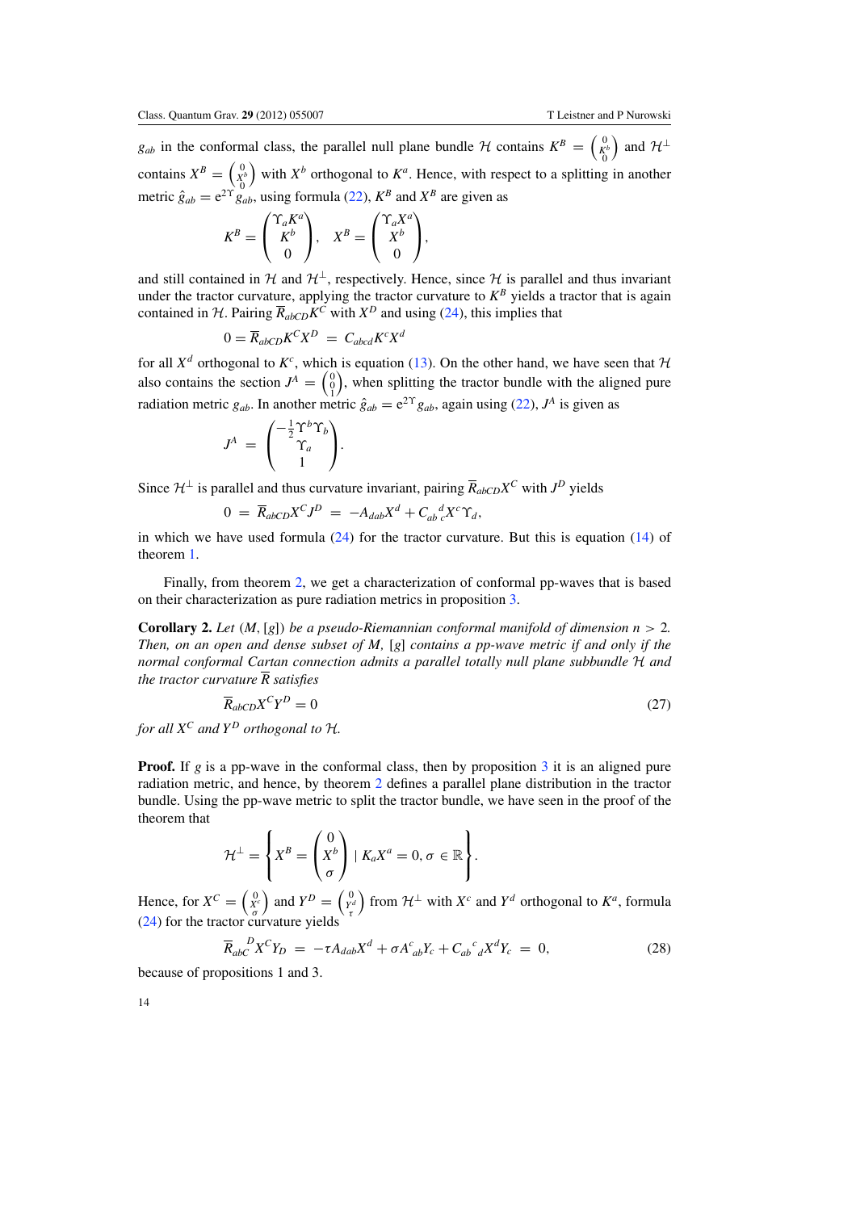$g_{ab}$ in the conformal class, the parallel null plane bundle $\mathcal{H}$ contains $K^B = \begin{pmatrix} 0 \\ K^b \\ 0 \end{pmatrix}$ and $\mathcal{H}^\perp$ contains $X^B = \begin{pmatrix} 0 \\ X^b \\ 0 \end{pmatrix}$ with $X^b$ orthogonal to $K^a$. Hence, with respect to a splitting in another metric $\hat{g}_{ab} = \mathrm{e}^{2\Upsilon} g_{ab}$, using formula (22), $K^B$ and $X^B$ are given as

$$K^B = \begin{pmatrix} \Upsilon_a K^a \\ K^b \\ 0 \end{pmatrix}, \quad X^B = \begin{pmatrix} \Upsilon_a X^a \\ X^b \\ 0 \end{pmatrix},$$

and still contained in $\mathcal{H}$ and $\mathcal{H}^\perp$, respectively. Hence, since $\mathcal{H}$ is parallel and thus invariant under the tractor curvature, applying the tractor curvature to $K^B$ yields a tractor that is again contained in $\mathcal{H}$. Pairing $\overline{R}_{abCD}K^C$ with $X^D$ and using (24), this implies that

$$0 = \overline{R}_{abCD}K^C X^D = C_{abcd}K^c X^d$$

for all $X^d$ orthogonal to $K^c$, which is equation (13). On the other hand, we have seen that $\mathcal{H}$ also contains the section $J^A = \begin{pmatrix} 0 \\ 0 \\ 1 \end{pmatrix}$, when splitting the tractor bundle with the aligned pure radiation metric $g_{ab}$. In another metric $\hat{g}_{ab} = \mathrm{e}^{2\Upsilon} g_{ab}$, again using (22), $J^A$ is given as

$$J^A = \begin{pmatrix} -\frac{1}{2}\Upsilon^b \Upsilon_b \\ \Upsilon_a \\ 1 \end{pmatrix}.$$

Since $\mathcal{H}^\perp$ is parallel and thus curvature invariant, pairing $\overline{R}_{abCD}X^C$ with $J^D$ yields

$$0 = \overline{R}_{abCD}X^C J^D = -A_{dab}X^d + C_{ab}{}^d{}_c X^c \Upsilon_d,$$

in which we have used formula (24) for the tractor curvature. But this is equation (14) of theorem 1.

Finally, from theorem 2, we get a characterization of conformal pp-waves that is based on their characterization as pure radiation metrics in proposition 3.

**Corollary 2.** *Let $(M, [g])$ be a pseudo-Riemannian conformal manifold of dimension $n > 2$. Then, on an open and dense subset of $M$, $[g]$ contains a pp-wave metric if and only if the normal conformal Cartan connection admits a parallel totally null plane subbundle $\mathcal{H}$ and the tractor curvature $\overline{R}$ satisfies*

$$\overline{R}_{abCD}X^C Y^D = 0 \tag{27}$$

*for all $X^C$ and $Y^D$ orthogonal to $\mathcal{H}$.*

**Proof.** If $g$ is a pp-wave in the conformal class, then by proposition 3 it is an aligned pure radiation metric, and hence, by theorem 2 defines a parallel plane distribution in the tractor bundle. Using the pp-wave metric to split the tractor bundle, we have seen in the proof of the theorem that

$$\mathcal{H}^\perp = \left\{ X^B = \begin{pmatrix} 0 \\ X^b \\ \sigma \end{pmatrix} \mid K_a X^a = 0, \sigma \in \mathbb{R} \right\}.$$

Hence, for $X^C = \begin{pmatrix} 0 \\ X^c \\ \sigma \end{pmatrix}$ and $Y^D = \begin{pmatrix} 0 \\ Y^d \\ \tau \end{pmatrix}$ from $\mathcal{H}^\perp$ with $X^c$ and $Y^d$ orthogonal to $K^a$, formula (24) for the tractor curvature yields

$$\overline{R}_{abC}{}^D X^C Y_D = -\tau A_{dab}X^d + \sigma A^c{}_{ab}Y_c + C_{ab}{}^c{}_d X^d Y_c = 0, \tag{28}$$

because of propositions 1 and 3.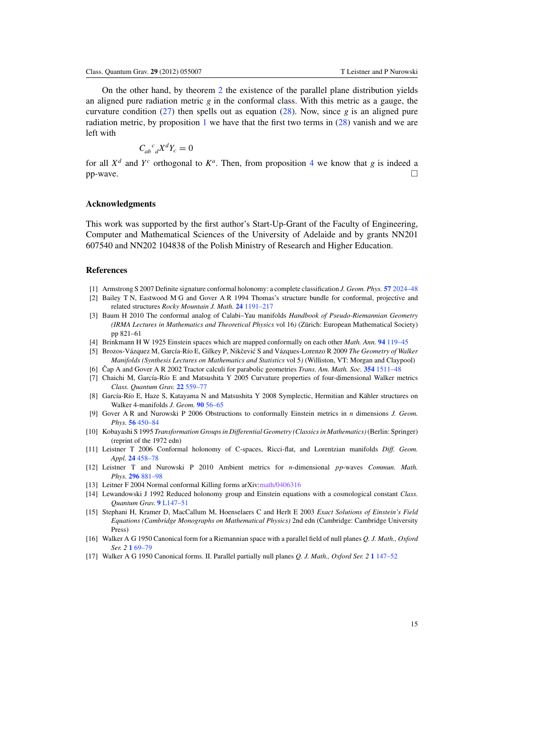On the other hand, by theorem 2 the existence of the parallel plane distribution yields an aligned pure radiation metric $g$ in the conformal class. With this metric as a gauge, the curvature condition (27) then spells out as equation (28). Now, since $g$ is an aligned pure radiation metric, by proposition 1 we have that the first two terms in (28) vanish and we are left with

$$C_{ab}{}^{c}{}_{d}X^{d}Y_{c} = 0$$

for all $X^d$ and $Y^c$ orthogonal to $K^a$. Then, from proposition 4 we know that $g$ is indeed a pp-wave. □

## Acknowledgments

This work was supported by the first author's Start-Up-Grant of the Faculty of Engineering, Computer and Mathematical Sciences of the University of Adelaide and by grants NN201 607540 and NN202 104838 of the Polish Ministry of Research and Higher Education.

## References

[1] Armstrong S 2007 Definite signature conformal holonomy: a complete classification *J. Geom. Phys.* **57** 2024–48

[2] Bailey T N, Eastwood M G and Gover A R 1994 Thomas's structure bundle for conformal, projective and related structures *Rocky Mountain J. Math.* **24** 1191–217

[3] Baum H 2010 The conformal analog of Calabi–Yau manifolds *Handbook of Pseudo-Riemannian Geometry (IRMA Lectures in Mathematics and Theoretical Physics* vol 16*)* (Zürich: European Mathematical Society) pp 821–61

[4] Brinkmann H W 1925 Einstein spaces which are mapped conformally on each other *Math. Ann.* **94** 119–45

[5] Brozos-Vázquez M, García-Río E, Gilkey P, Nikčević S and Vázques-Lorenzo R 2009 *The Geometry of Walker Manifolds (Synthesis Lectures on Mathematics and Statistics* vol 5*)* (Williston, VT: Morgan and Claypool)

[6] Čap A and Gover A R 2002 Tractor calculi for parabolic geometries *Trans. Am. Math. Soc.* **354** 1511–48

[7] Chaichi M, García-Río E and Matsushita Y 2005 Curvature properties of four-dimensional Walker metrics *Class. Quantum Grav.* **22** 559–77

[8] García-Río E, Haze S, Katayama N and Matsushita Y 2008 Symplectic, Hermitian and Kähler structures on Walker 4-manifolds *J. Geom.* **90** 56–65

[9] Gover A R and Nurowski P 2006 Obstructions to conformally Einstein metrics in $n$ dimensions *J. Geom. Phys.* **56** 450–84

[10] Kobayashi S 1995 *Transformation Groups in Differential Geometry (Classics in Mathematics)* (Berlin: Springer) (reprint of the 1972 edn)

[11] Leistner T 2006 Conformal holonomy of C-spaces, Ricci-flat, and Lorentzian manifolds *Diff. Geom. Appl.* **24** 458–78

[12] Leistner T and Nurowski P 2010 Ambient metrics for $n$-dimensional $pp$-waves *Commun. Math. Phys.* **296** 881–98

[13] Leitner F 2004 Normal conformal Killing forms arXiv:math/0406316

[14] Lewandowski J 1992 Reduced holonomy group and Einstein equations with a cosmological constant *Class. Quantum Grav.* **9** L147–51

[15] Stephani H, Kramer D, MacCallum M, Hoenselaers C and Herlt E 2003 *Exact Solutions of Einstein's Field Equations (Cambridge Monographs on Mathematical Physics)* 2nd edn (Cambridge: Cambridge University Press)

[16] Walker A G 1950 Canonical form for a Riemannian space with a parallel field of null planes *Q. J. Math., Oxford Ser. 2* **1** 69–79

[17] Walker A G 1950 Canonical forms. II. Parallel partially null planes *Q. J. Math., Oxford Ser. 2* **1** 147–52